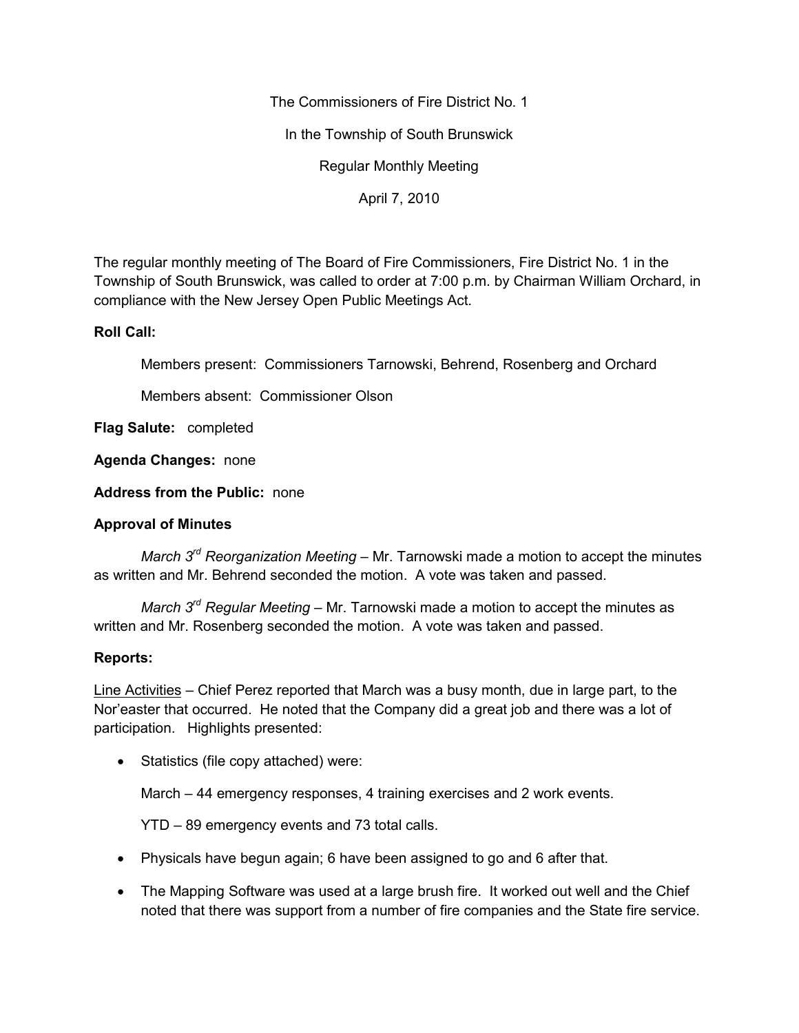The Commissioners of Fire District No. 1

In the Township of South Brunswick

Regular Monthly Meeting

April 7, 2010

The regular monthly meeting of The Board of Fire Commissioners, Fire District No. 1 in the Township of South Brunswick, was called to order at 7:00 p.m. by Chairman William Orchard, in compliance with the New Jersey Open Public Meetings Act.

**Roll Call:**

Members present: Commissioners Tarnowski, Behrend, Rosenberg and Orchard

Members absent: Commissioner Olson

**Flag Salute:** completed

**Agenda Changes:** none

**Address from the Public:** none

**Approval of Minutes**

*March 3rd Reorganization Meeting* – Mr. Tarnowski made a motion to accept the minutes as written and Mr. Behrend seconded the motion. A vote was taken and passed.

*March 3rd Regular Meeting* – Mr. Tarnowski made a motion to accept the minutes as written and Mr. Rosenberg seconded the motion. A vote was taken and passed.

**Reports:**

<u>Line Activities</u> – Chief Perez reported that March was a busy month, due in large part, to the Nor'easter that occurred. He noted that the Company did a great job and there was a lot of participation. Highlights presented:

- Statistics (file copy attached) were:

  March – 44 emergency responses, 4 training exercises and 2 work events.

  YTD – 89 emergency events and 73 total calls.

- Physicals have begun again; 6 have been assigned to go and 6 after that.

- The Mapping Software was used at a large brush fire. It worked out well and the Chief noted that there was support from a number of fire companies and the State fire service.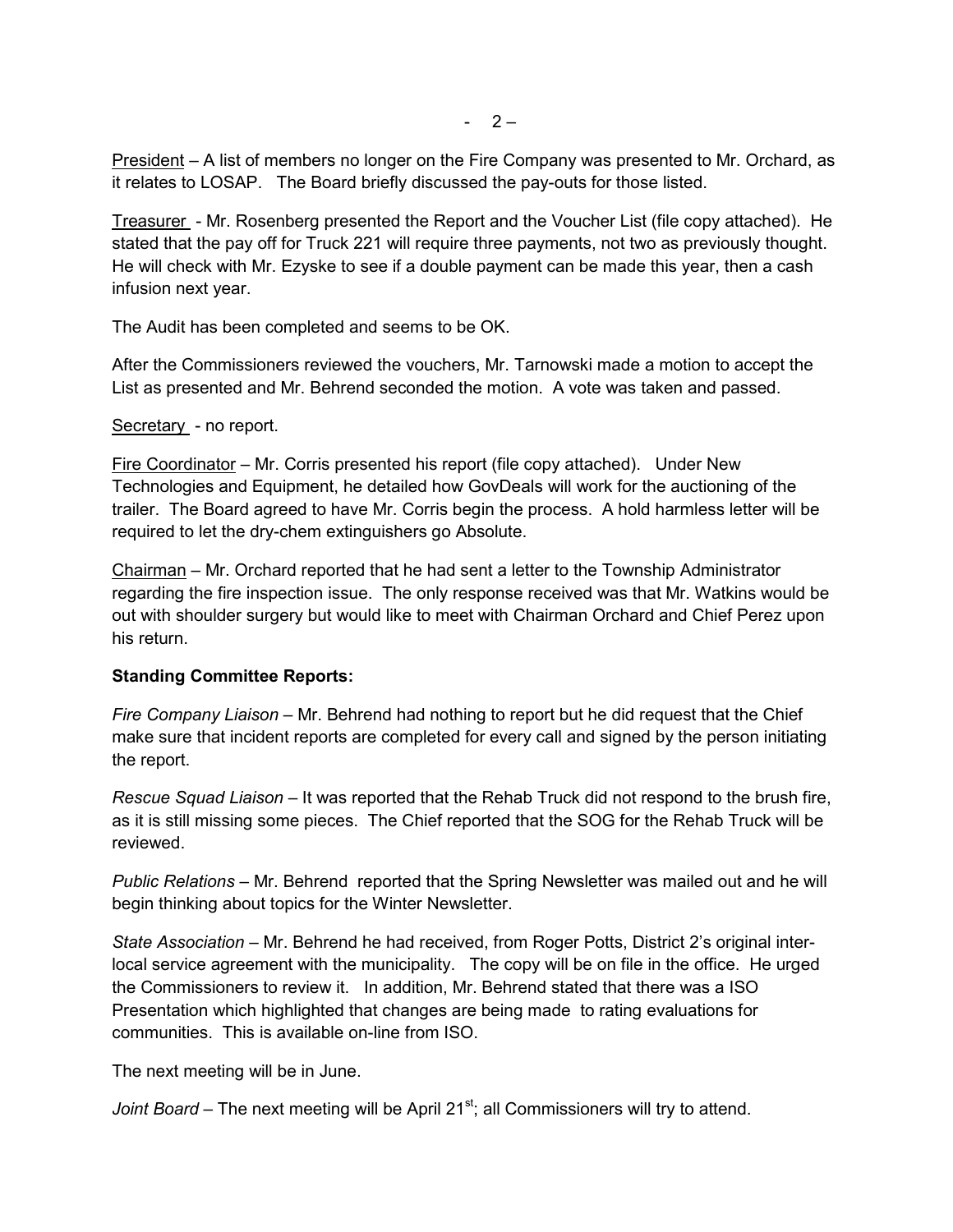President – A list of members no longer on the Fire Company was presented to Mr. Orchard, as it relates to LOSAP. The Board briefly discussed the pay-outs for those listed.

Treasurer - Mr. Rosenberg presented the Report and the Voucher List (file copy attached). He stated that the pay off for Truck 221 will require three payments, not two as previously thought. He will check with Mr. Ezyske to see if a double payment can be made this year, then a cash infusion next year.

The Audit has been completed and seems to be OK.

After the Commissioners reviewed the vouchers, Mr. Tarnowski made a motion to accept the List as presented and Mr. Behrend seconded the motion. A vote was taken and passed.

Secretary - no report.

Fire Coordinator – Mr. Corris presented his report (file copy attached). Under New Technologies and Equipment, he detailed how GovDeals will work for the auctioning of the trailer. The Board agreed to have Mr. Corris begin the process. A hold harmless letter will be required to let the dry-chem extinguishers go Absolute.

Chairman – Mr. Orchard reported that he had sent a letter to the Township Administrator regarding the fire inspection issue. The only response received was that Mr. Watkins would be out with shoulder surgery but would like to meet with Chairman Orchard and Chief Perez upon his return.

**Standing Committee Reports:**

*Fire Company Liaison* – Mr. Behrend had nothing to report but he did request that the Chief make sure that incident reports are completed for every call and signed by the person initiating the report.

*Rescue Squad Liaison* – It was reported that the Rehab Truck did not respond to the brush fire, as it is still missing some pieces. The Chief reported that the SOG for the Rehab Truck will be reviewed.

*Public Relations* – Mr. Behrend reported that the Spring Newsletter was mailed out and he will begin thinking about topics for the Winter Newsletter.

*State Association* – Mr. Behrend he had received, from Roger Potts, District 2's original inter-local service agreement with the municipality. The copy will be on file in the office. He urged the Commissioners to review it. In addition, Mr. Behrend stated that there was a ISO Presentation which highlighted that changes are being made to rating evaluations for communities. This is available on-line from ISO.

The next meeting will be in June.

*Joint Board* – The next meeting will be April 21st; all Commissioners will try to attend.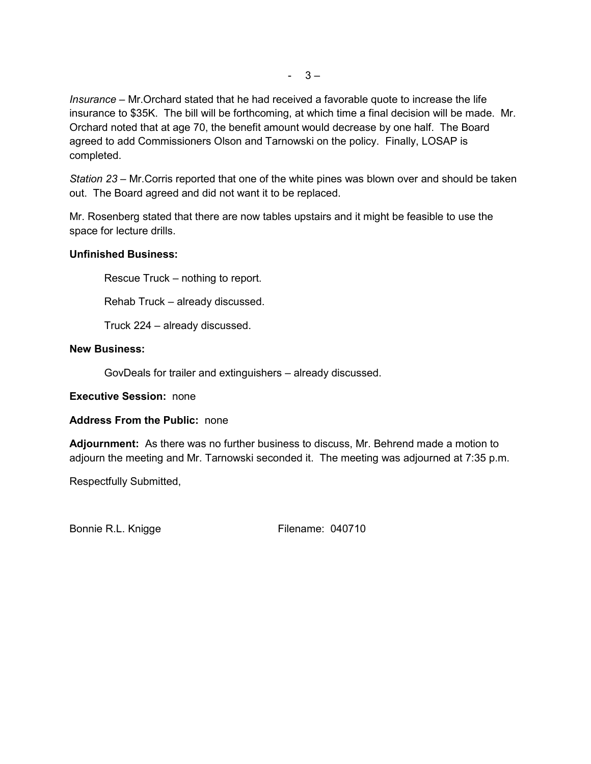*Insurance* – Mr.Orchard stated that he had received a favorable quote to increase the life insurance to $35K. The bill will be forthcoming, at which time a final decision will be made. Mr. Orchard noted that at age 70, the benefit amount would decrease by one half. The Board agreed to add Commissioners Olson and Tarnowski on the policy. Finally, LOSAP is completed.

*Station 23* – Mr.Corris reported that one of the white pines was blown over and should be taken out. The Board agreed and did not want it to be replaced.

Mr. Rosenberg stated that there are now tables upstairs and it might be feasible to use the space for lecture drills.

**Unfinished Business:**

Rescue Truck – nothing to report.

Rehab Truck – already discussed.

Truck 224 – already discussed.

**New Business:**

GovDeals for trailer and extinguishers – already discussed.

**Executive Session:** none

**Address From the Public:** none

**Adjournment:** As there was no further business to discuss, Mr. Behrend made a motion to adjourn the meeting and Mr. Tarnowski seconded it. The meeting was adjourned at 7:35 p.m.

Respectfully Submitted,

Bonnie R.L. Knigge Filename: 040710